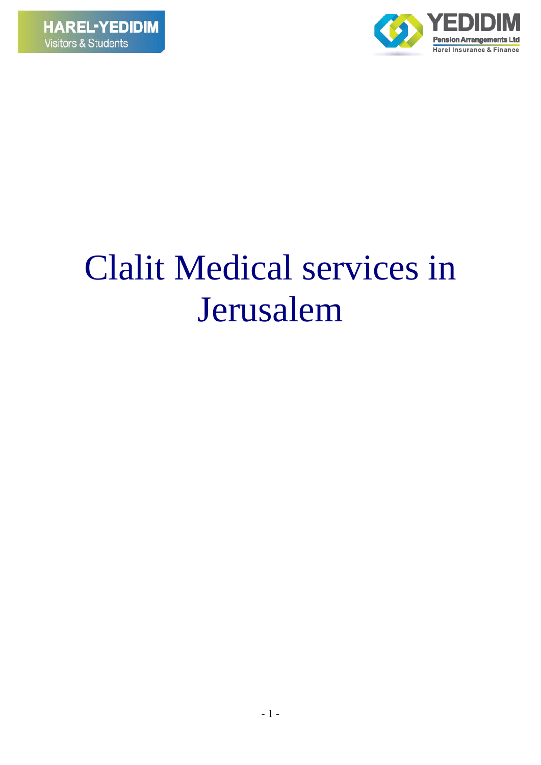HAREL-YEDIDIM
Visitors & Students

YEDIDIM
Pension Arrangements Ltd
Harel Insurance & Finance

# Clalit Medical services in Jerusalem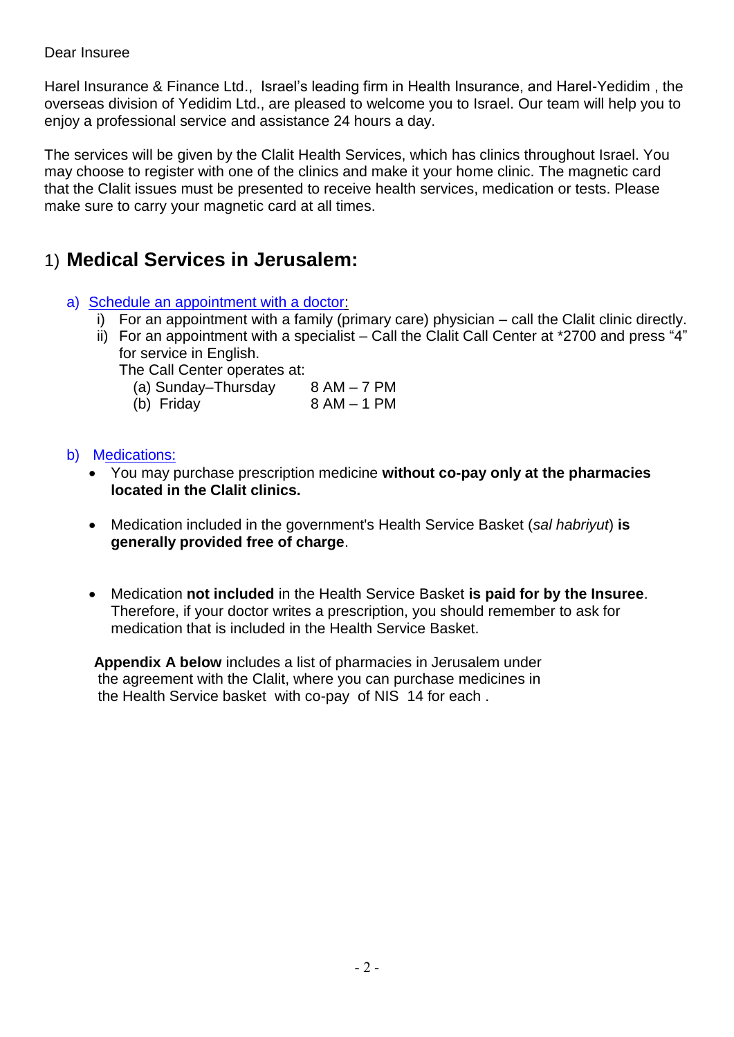Dear Insuree

Harel Insurance & Finance Ltd., Israel's leading firm in Health Insurance, and Harel-Yedidim , the overseas division of Yedidim Ltd., are pleased to welcome you to Israel. Our team will help you to enjoy a professional service and assistance 24 hours a day.

The services will be given by the Clalit Health Services, which has clinics throughout Israel. You may choose to register with one of the clinics and make it your home clinic. The magnetic card that the Clalit issues must be presented to receive health services, medication or tests. Please make sure to carry your magnetic card at all times.

## 1) **Medical Services in Jerusalem:**

a) Schedule an appointment with a doctor:

   i) For an appointment with a family (primary care) physician – call the Clalit clinic directly.

   ii) For an appointment with a specialist – Call the Clalit Call Center at *2700 and press "4" for service in English.
   The Call Center operates at:
   (a) Sunday–Thursday 8 AM – 7 PM
   (b) Friday 8 AM – 1 PM

b) Medications:

- You may purchase prescription medicine **without co-pay only at the pharmacies located in the Clalit clinics.**
- Medication included in the government's Health Service Basket (*sal habriyut*) **is generally provided free of charge**.
- Medication **not included** in the Health Service Basket **is paid for by the Insuree**. Therefore, if your doctor writes a prescription, you should remember to ask for medication that is included in the Health Service Basket.

**Appendix A below** includes a list of pharmacies in Jerusalem under the agreement with the Clalit, where you can purchase medicines in the Health Service basket with co-pay of NIS 14 for each .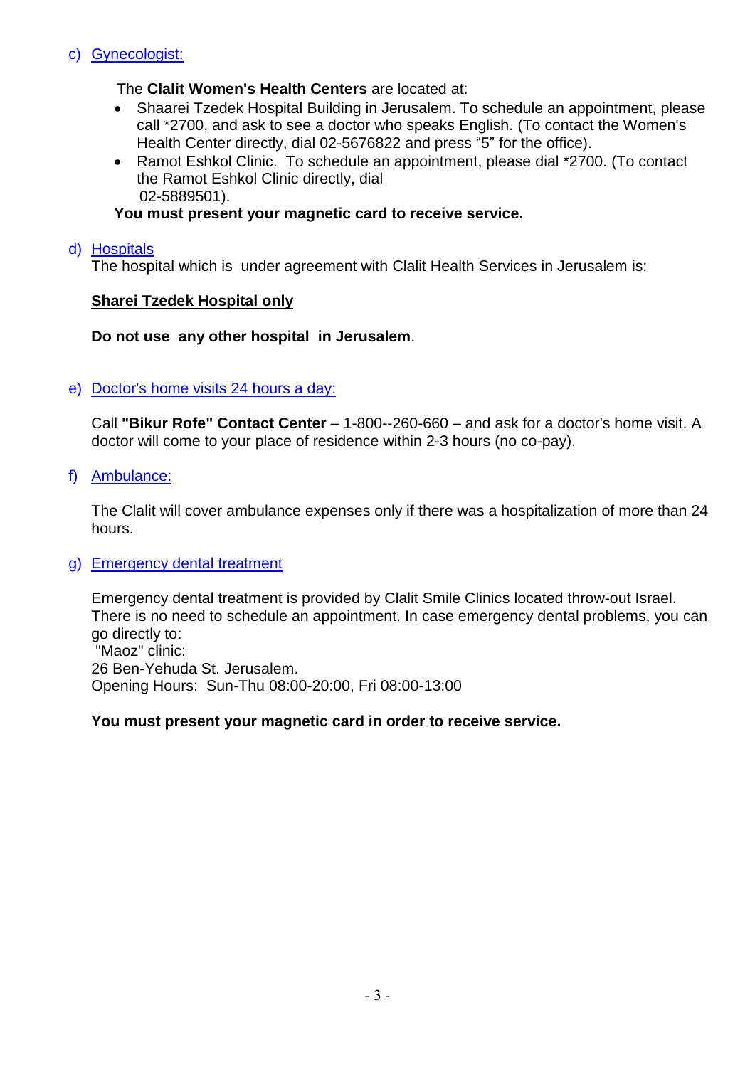c) Gynecologist:

The **Clalit Women's Health Centers** are located at:

- Shaarei Tzedek Hospital Building in Jerusalem. To schedule an appointment, please call *2700, and ask to see a doctor who speaks English. (To contact the Women's Health Center directly, dial 02-5676822 and press "5" for the office).
- Ramot Eshkol Clinic. To schedule an appointment, please dial *2700. (To contact the Ramot Eshkol Clinic directly, dial 02-5889501).

**You must present your magnetic card to receive service.**

d) Hospitals

The hospital which is under agreement with Clalit Health Services in Jerusalem is:

**<u>Sharei Tzedek Hospital only</u>**

**Do not use any other hospital in Jerusalem**.

e) Doctor's home visits 24 hours a day:

Call **"Bikur Rofe" Contact Center** – 1-800--260-660 – and ask for a doctor's home visit. A doctor will come to your place of residence within 2-3 hours (no co-pay).

f) Ambulance:

The Clalit will cover ambulance expenses only if there was a hospitalization of more than 24 hours.

g) Emergency dental treatment

Emergency dental treatment is provided by Clalit Smile Clinics located throw-out Israel. There is no need to schedule an appointment. In case emergency dental problems, you can go directly to:
"Maoz" clinic:
26 Ben-Yehuda St. Jerusalem.
Opening Hours: Sun-Thu 08:00-20:00, Fri 08:00-13:00

**You must present your magnetic card in order to receive service.**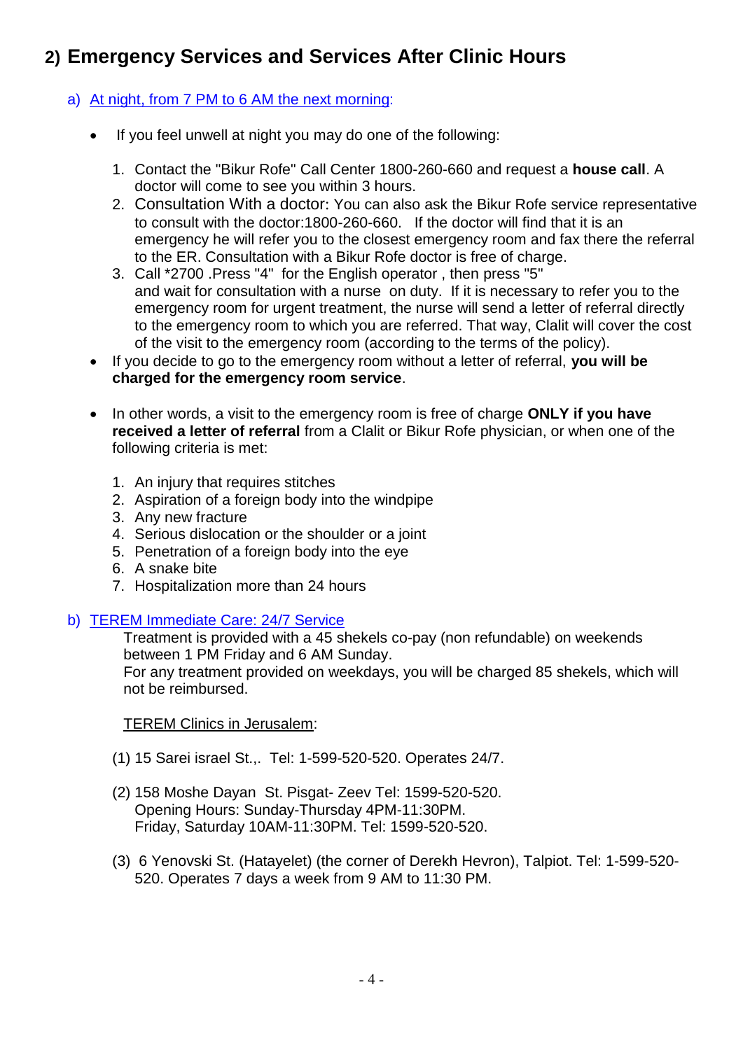## 2) Emergency Services and Services After Clinic Hours

a) At night, from 7 PM to 6 AM the next morning:

- If you feel unwell at night you may do one of the following:

  1. Contact the "Bikur Rofe" Call Center 1800-260-660 and request a **house call**. A doctor will come to see you within 3 hours.
  2. Consultation With a doctor: You can also ask the Bikur Rofe service representative to consult with the doctor:1800-260-660. If the doctor will find that it is an emergency he will refer you to the closest emergency room and fax there the referral to the ER. Consultation with a Bikur Rofe doctor is free of charge.
  3. Call *2700 .Press "4" for the English operator , then press "5" and wait for consultation with a nurse on duty. If it is necessary to refer you to the emergency room for urgent treatment, the nurse will send a letter of referral directly to the emergency room to which you are referred. That way, Clalit will cover the cost of the visit to the emergency room (according to the terms of the policy).

- If you decide to go to the emergency room without a letter of referral, **you will be charged for the emergency room service**.

- In other words, a visit to the emergency room is free of charge **ONLY if you have received a letter of referral** from a Clalit or Bikur Rofe physician, or when one of the following criteria is met:

  1. An injury that requires stitches
  2. Aspiration of a foreign body into the windpipe
  3. Any new fracture
  4. Serious dislocation or the shoulder or a joint
  5. Penetration of a foreign body into the eye
  6. A snake bite
  7. Hospitalization more than 24 hours

b) TEREM Immediate Care: 24/7 Service

Treatment is provided with a 45 shekels co-pay (non refundable) on weekends between 1 PM Friday and 6 AM Sunday.
For any treatment provided on weekdays, you will be charged 85 shekels, which will not be reimbursed.

TEREM Clinics in Jerusalem:

(1) 15 Sarei israel St.,. Tel: 1-599-520-520. Operates 24/7.

(2) 158 Moshe Dayan St. Pisgat- Zeev Tel: 1599-520-520.
Opening Hours: Sunday-Thursday 4PM-11:30PM.
Friday, Saturday 10AM-11:30PM. Tel: 1599-520-520.

(3) 6 Yenovski St. (Hatayelet) (the corner of Derekh Hevron), Talpiot. Tel: 1-599-520-520. Operates 7 days a week from 9 AM to 11:30 PM.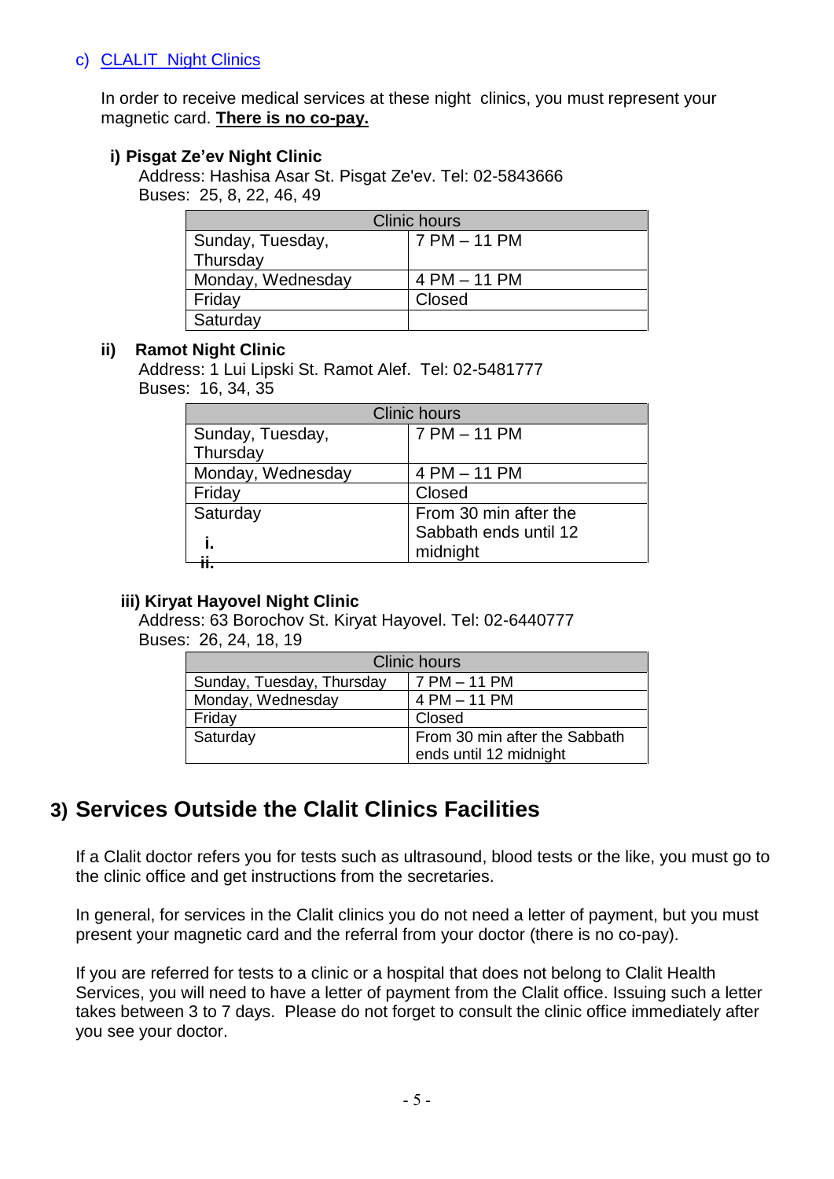c) CLALIT Night Clinics

In order to receive medical services at these night clinics, you must represent your magnetic card. **There is no co-pay.**

**i) Pisgat Ze'ev Night Clinic**

Address: Hashisa Asar St. Pisgat Ze'ev. Tel: 02-5843666
Buses: 25, 8, 22, 46, 49

| Clinic hours | |
|---|---|
| Sunday, Tuesday, Thursday | 7 PM – 11 PM |
| Monday, Wednesday | 4 PM – 11 PM |
| Friday | Closed |
| Saturday | |

**ii) Ramot Night Clinic**

Address: 1 Lui Lipski St. Ramot Alef. Tel: 02-5481777
Buses: 16, 34, 35

| Clinic hours | |
|---|---|
| Sunday, Tuesday, Thursday | 7 PM – 11 PM |
| Monday, Wednesday | 4 PM – 11 PM |
| Friday | Closed |
| Saturday | From 30 min after the Sabbath ends until 12 midnight |

**iii) Kiryat Hayovel Night Clinic**

Address: 63 Borochov St. Kiryat Hayovel. Tel: 02-6440777
Buses: 26, 24, 18, 19

| Clinic hours | |
|---|---|
| Sunday, Tuesday, Thursday | 7 PM – 11 PM |
| Monday, Wednesday | 4 PM – 11 PM |
| Friday | Closed |
| Saturday | From 30 min after the Sabbath ends until 12 midnight |

## 3) Services Outside the Clalit Clinics Facilities

If a Clalit doctor refers you for tests such as ultrasound, blood tests or the like, you must go to the clinic office and get instructions from the secretaries.

In general, for services in the Clalit clinics you do not need a letter of payment, but you must present your magnetic card and the referral from your doctor (there is no co-pay).

If you are referred for tests to a clinic or a hospital that does not belong to Clalit Health Services, you will need to have a letter of payment from the Clalit office. Issuing such a letter takes between 3 to 7 days. Please do not forget to consult the clinic office immediately after you see your doctor.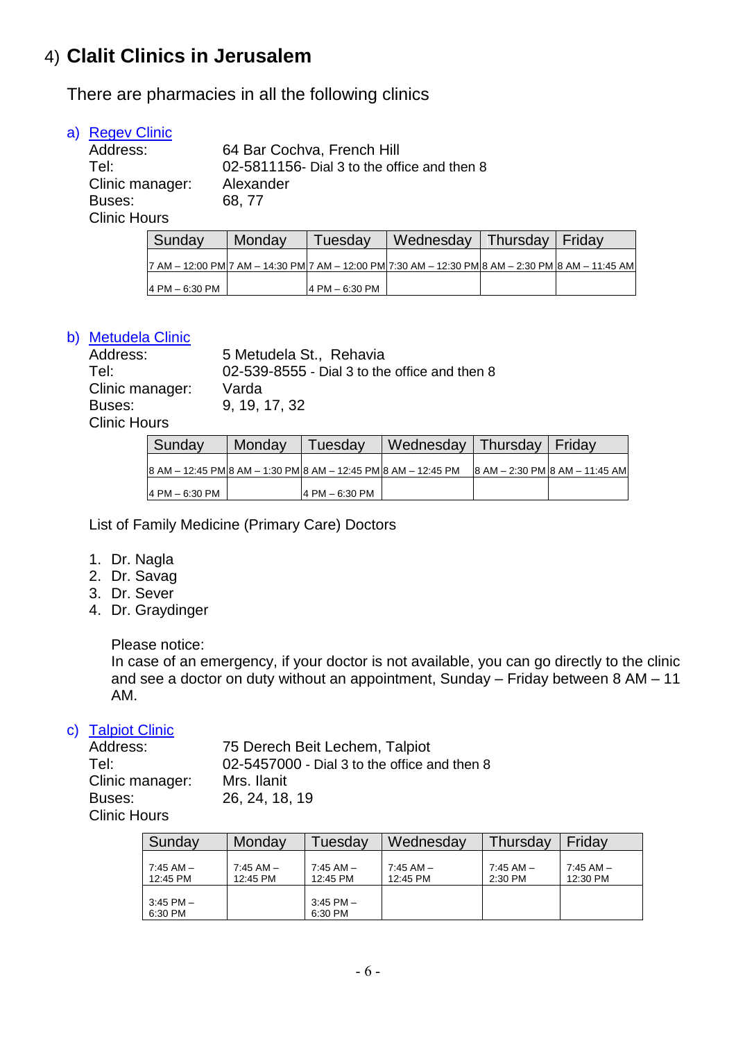## 4) **Clalit Clinics in Jerusalem**

There are pharmacies in all the following clinics

a) Regev Clinic

Address: 64 Bar Cochva, French Hill
Tel: 02-5811156- Dial 3 to the office and then 8
Clinic manager: Alexander
Buses: 68, 77
Clinic Hours

| Sunday | Monday | Tuesday | Wednesday | Thursday | Friday |
|---|---|---|---|---|---|
| 7 AM – 12:00 PM | 7 AM – 14:30 PM | 7 AM – 12:00 PM | 7:30 AM – 12:30 PM | 8 AM – 2:30 PM | 8 AM – 11:45 AM |
| 4 PM – 6:30 PM | | 4 PM – 6:30 PM | | | |

b) Metudela Clinic

Address: 5 Metudela St., Rehavia
Tel: 02-539-8555 - Dial 3 to the office and then 8
Clinic manager: Varda
Buses: 9, 19, 17, 32
Clinic Hours

| Sunday | Monday | Tuesday | Wednesday | Thursday | Friday |
|---|---|---|---|---|---|
| 8 AM – 12:45 PM | 8 AM – 1:30 PM | 8 AM – 12:45 PM | 8 AM – 12:45 PM | 8 AM – 2:30 PM | 8 AM – 11:45 AM |
| 4 PM – 6:30 PM | | 4 PM – 6:30 PM | | | |

List of Family Medicine (Primary Care) Doctors

1. Dr. Nagla
2. Dr. Savag
3. Dr. Sever
4. Dr. Graydinger

Please notice:
In case of an emergency, if your doctor is not available, you can go directly to the clinic and see a doctor on duty without an appointment, Sunday – Friday between 8 AM – 11 AM.

c) Talpiot Clinic

Address: 75 Derech Beit Lechem, Talpiot
Tel: 02-5457000 - Dial 3 to the office and then 8
Clinic manager: Mrs. Ilanit
Buses: 26, 24, 18, 19
Clinic Hours

| Sunday | Monday | Tuesday | Wednesday | Thursday | Friday |
|---|---|---|---|---|---|
| 7:45 AM – 12:45 PM | 7:45 AM – 12:45 PM | 7:45 AM – 12:45 PM | 7:45 AM – 12:45 PM | 7:45 AM – 2:30 PM | 7:45 AM – 12:30 PM |
| 3:45 PM – 6:30 PM | | 3:45 PM – 6:30 PM | | | |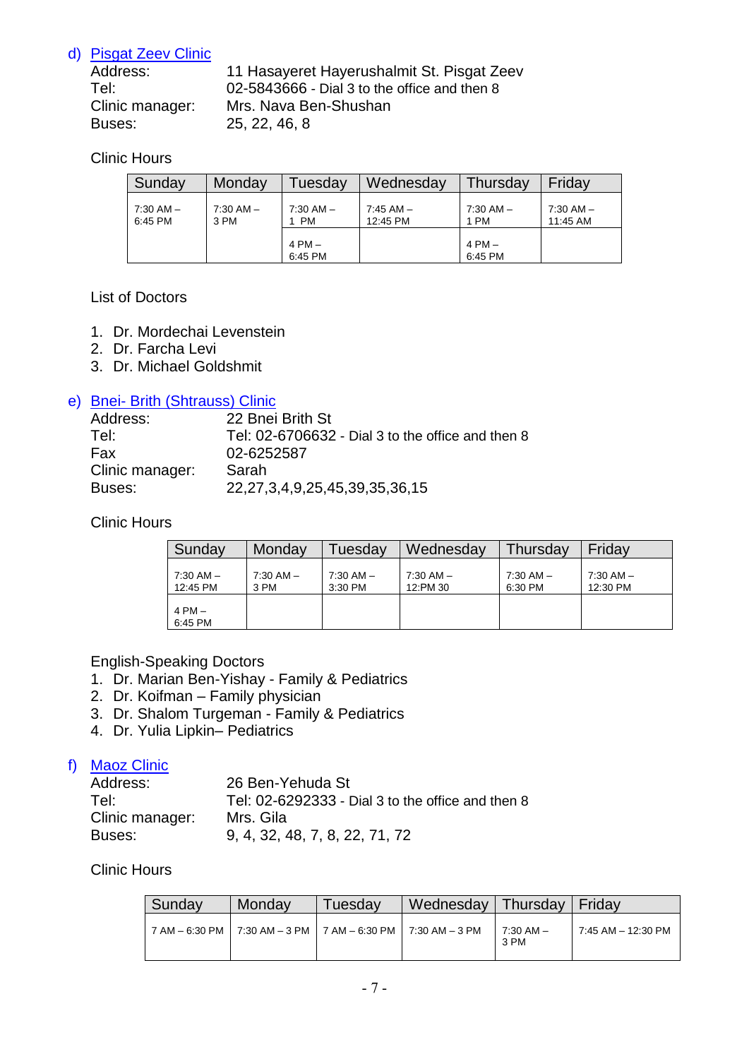d) Pisgat Zeev Clinic

Address: 11 Hasayeret Hayerushalmit St. Pisgat Zeev
Tel: 02-5843666 - Dial 3 to the office and then 8
Clinic manager: Mrs. Nava Ben-Shushan
Buses: 25, 22, 46, 8

Clinic Hours

| Sunday | Monday | Tuesday | Wednesday | Thursday | Friday |
|---|---|---|---|---|---|
| 7:30 AM – 6:45 PM | 7:30 AM – 3 PM | 7:30 AM – 1 PM | 7:45 AM – 12:45 PM | 7:30 AM – 1 PM | 7:30 AM – 11:45 AM |
| | | 4 PM – 6:45 PM | | 4 PM – 6:45 PM | |

List of Doctors

1. Dr. Mordechai Levenstein
2. Dr. Farcha Levi
3. Dr. Michael Goldshmit

e) Bnei- Brith (Shtrauss) Clinic

Address: 22 Bnei Brith St
Tel: Tel: 02-6706632 - Dial 3 to the office and then 8
Fax 02-6252587
Clinic manager: Sarah
Buses: 22,27,3,4,9,25,45,39,35,36,15

Clinic Hours

| Sunday | Monday | Tuesday | Wednesday | Thursday | Friday |
|---|---|---|---|---|---|
| 7:30 AM – 12:45 PM | 7:30 AM – 3 PM | 7:30 AM – 3:30 PM | 7:30 AM – 12:PM 30 | 7:30 AM – 6:30 PM | 7:30 AM – 12:30 PM |
| 4 PM – 6:45 PM | | | | | |

English-Speaking Doctors

1. Dr. Marian Ben-Yishay - Family & Pediatrics
2. Dr. Koifman – Family physician
3. Dr. Shalom Turgeman - Family & Pediatrics
4. Dr. Yulia Lipkin– Pediatrics

f) Maoz Clinic

Address: 26 Ben-Yehuda St
Tel: Tel: 02-6292333 - Dial 3 to the office and then 8
Clinic manager: Mrs. Gila
Buses: 9, 4, 32, 48, 7, 8, 22, 71, 72

Clinic Hours

| Sunday | Monday | Tuesday | Wednesday | Thursday | Friday |
|---|---|---|---|---|---|
| 7 AM – 6:30 PM | 7:30 AM – 3 PM | 7 AM – 6:30 PM | 7:30 AM – 3 PM | 7:30 AM – 3 PM | 7:45 AM – 12:30 PM |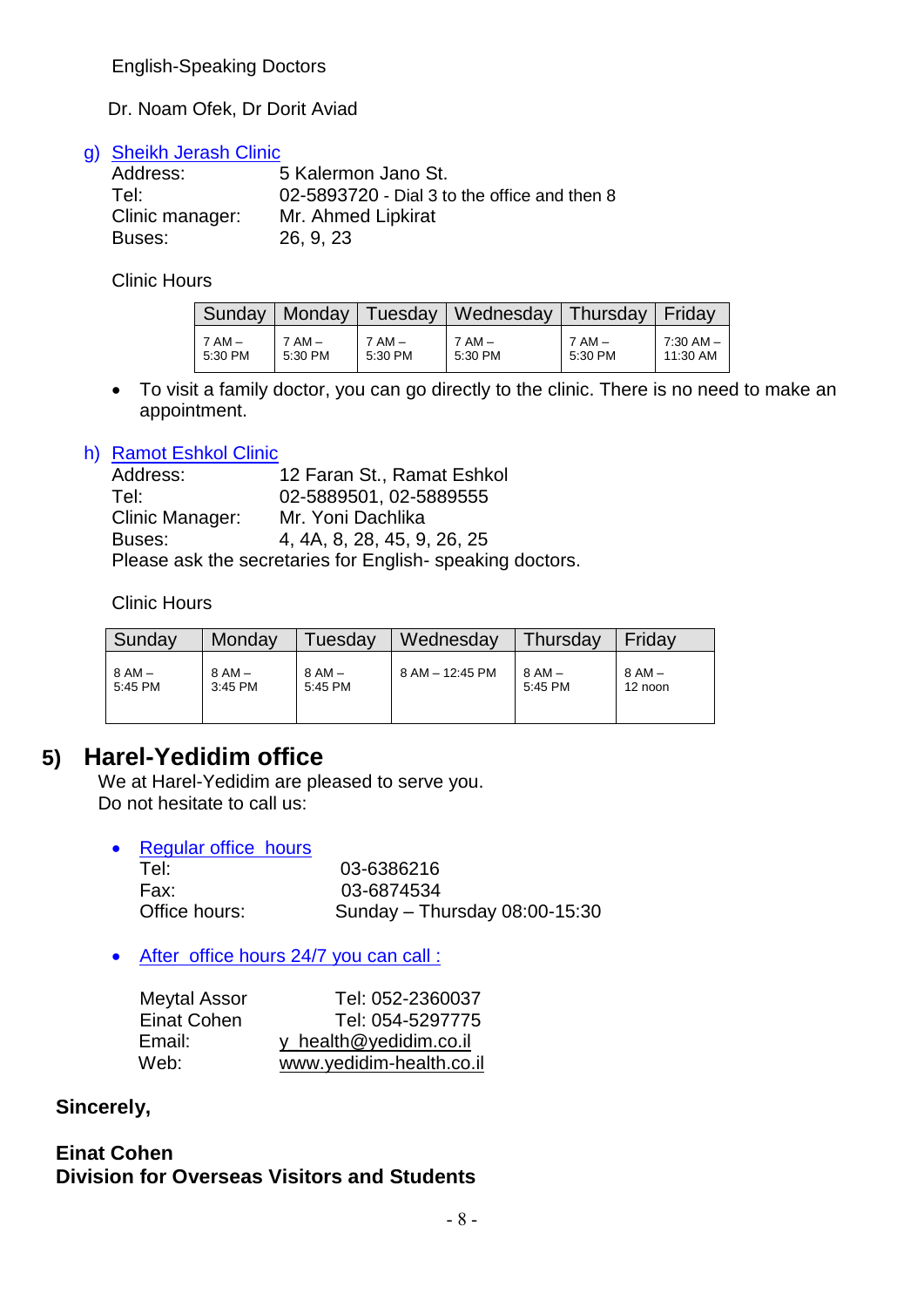English-Speaking Doctors

Dr. Noam Ofek, Dr Dorit Aviad

g) Sheikh Jerash Clinic

Address: 5 Kalermon Jano St.
Tel: 02-5893720 - Dial 3 to the office and then 8
Clinic manager: Mr. Ahmed Lipkirat
Buses: 26, 9, 23

Clinic Hours

| Sunday | Monday | Tuesday | Wednesday | Thursday | Friday |
|---|---|---|---|---|---|
| 7 AM – 5:30 PM | 7 AM – 5:30 PM | 7 AM – 5:30 PM | 7 AM – 5:30 PM | 7 AM – 5:30 PM | 7:30 AM – 11:30 AM |

- To visit a family doctor, you can go directly to the clinic. There is no need to make an appointment.

h) Ramot Eshkol Clinic

Address: 12 Faran St., Ramat Eshkol
Tel: 02-5889501, 02-5889555
Clinic Manager: Mr. Yoni Dachlika
Buses: 4, 4A, 8, 28, 45, 9, 26, 25
Please ask the secretaries for English- speaking doctors.

Clinic Hours

| Sunday | Monday | Tuesday | Wednesday | Thursday | Friday |
|---|---|---|---|---|---|
| 8 AM – 5:45 PM | 8 AM – 3:45 PM | 8 AM – 5:45 PM | 8 AM – 12:45 PM | 8 AM – 5:45 PM | 8 AM – 12 noon |

## 5) Harel-Yedidim office

We at Harel-Yedidim are pleased to serve you.
Do not hesitate to call us:

- Regular office hours

  Tel: 03-6386216
  Fax: 03-6874534
  Office hours: Sunday – Thursday 08:00-15:30

- After office hours 24/7 you can call :

  Meytal Assor Tel: 052-2360037
  Einat Cohen Tel: 054-5297775
  Email: y_health@yedidim.co.il
  Web: www.yedidim-health.co.il

**Sincerely,**

**Einat Cohen**
**Division for Overseas Visitors and Students**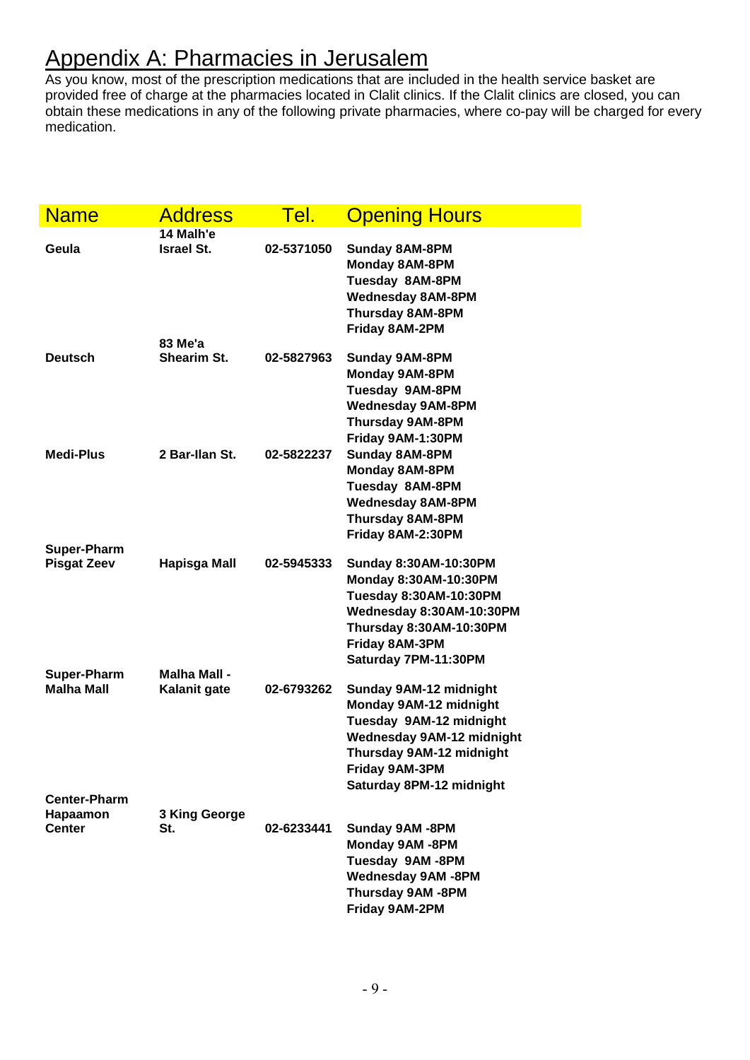# Appendix A: Pharmacies in Jerusalem

As you know, most of the prescription medications that are included in the health service basket are provided free of charge at the pharmacies located in Clalit clinics. If the Clalit clinics are closed, you can obtain these medications in any of the following private pharmacies, where co-pay will be charged for every medication.

| Name | Address | Tel. | Opening Hours |
|---|---|---|---|
| **Geula** | **14 Malh'e Israel St.** | **02-5371050** | **Sunday 8AM-8PM<br>Monday 8AM-8PM<br>Tuesday 8AM-8PM<br>Wednesday 8AM-8PM<br>Thursday 8AM-8PM<br>Friday 8AM-2PM** |
| **Deutsch** | **83 Me'a Shearim St.** | **02-5827963** | **Sunday 9AM-8PM<br>Monday 9AM-8PM<br>Tuesday 9AM-8PM<br>Wednesday 9AM-8PM<br>Thursday 9AM-8PM<br>Friday 9AM-1:30PM** |
| **Medi-Plus** | **2 Bar-Ilan St.** | **02-5822237** | **Sunday 8AM-8PM<br>Monday 8AM-8PM<br>Tuesday 8AM-8PM<br>Wednesday 8AM-8PM<br>Thursday 8AM-8PM<br>Friday 8AM-2:30PM** |
| **Super-Pharm Pisgat Zeev** | **Hapisga Mall** | **02-5945333** | **Sunday 8:30AM-10:30PM<br>Monday 8:30AM-10:30PM<br>Tuesday 8:30AM-10:30PM<br>Wednesday 8:30AM-10:30PM<br>Thursday 8:30AM-10:30PM<br>Friday 8AM-3PM<br>Saturday 7PM-11:30PM** |
| **Super-Pharm Malha Mall** | **Malha Mall - Kalanit gate** | **02-6793262** | **Sunday 9AM-12 midnight<br>Monday 9AM-12 midnight<br>Tuesday 9AM-12 midnight<br>Wednesday 9AM-12 midnight<br>Thursday 9AM-12 midnight<br>Friday 9AM-3PM<br>Saturday 8PM-12 midnight** |
| **Center-Pharm Hapaamon Center** | **3 King George St.** | **02-6233441** | **Sunday 9AM -8PM<br>Monday 9AM -8PM<br>Tuesday 9AM -8PM<br>Wednesday 9AM -8PM<br>Thursday 9AM -8PM<br>Friday 9AM-2PM** |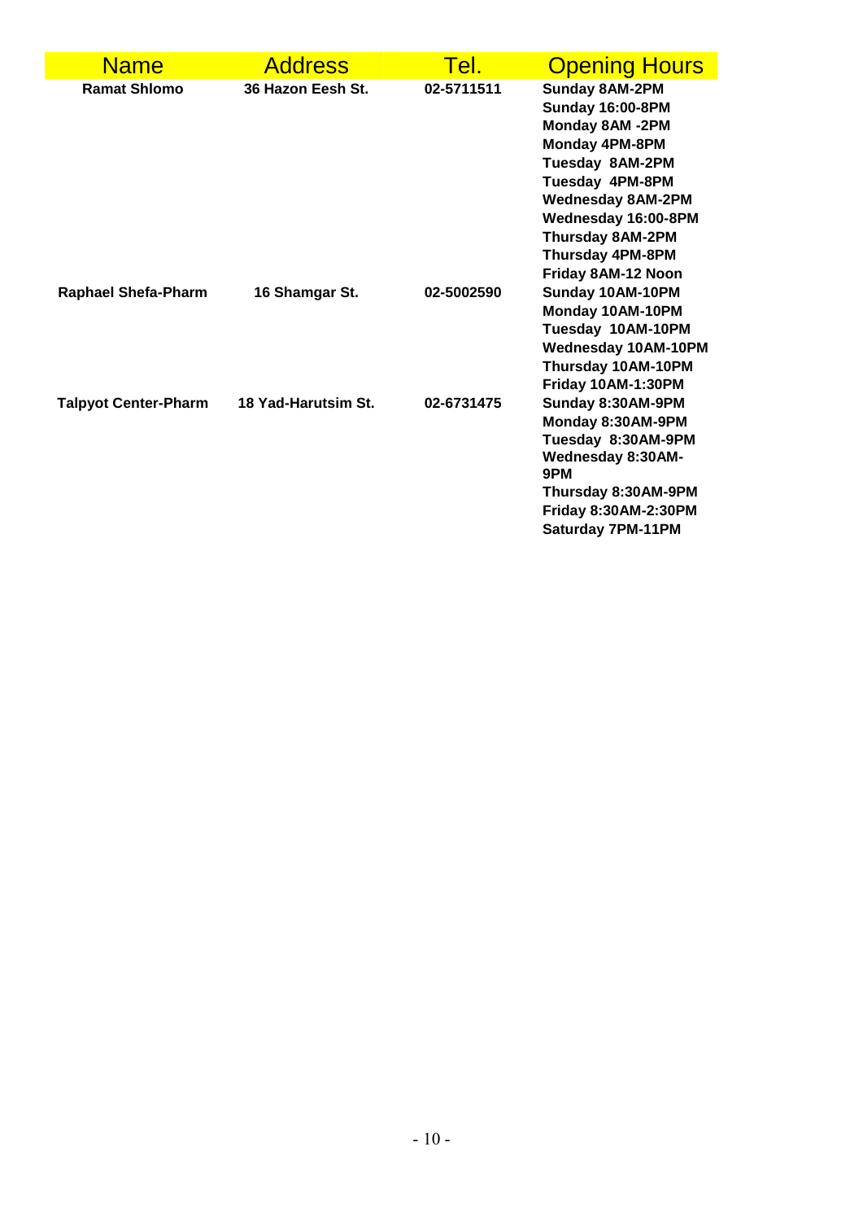| Name | Address | Tel. | Opening Hours |
| --- | --- | --- | --- |
| **Ramat Shlomo** | **36 Hazon Eesh St.** | **02-5711511** | **Sunday 8AM-2PM**<br>**Sunday 16:00-8PM**<br>**Monday 8AM -2PM**<br>**Monday 4PM-8PM**<br>**Tuesday 8AM-2PM**<br>**Tuesday 4PM-8PM**<br>**Wednesday 8AM-2PM**<br>**Wednesday 16:00-8PM**<br>**Thursday 8AM-2PM**<br>**Thursday 4PM-8PM**<br>**Friday 8AM-12 Noon** |
| **Raphael Shefa-Pharm** | **16 Shamgar St.** | **02-5002590** | **Sunday 10AM-10PM**<br>**Monday 10AM-10PM**<br>**Tuesday 10AM-10PM**<br>**Wednesday 10AM-10PM**<br>**Thursday 10AM-10PM**<br>**Friday 10AM-1:30PM** |
| **Talpyot Center-Pharm** | **18 Yad-Harutsim St.** | **02-6731475** | **Sunday 8:30AM-9PM**<br>**Monday 8:30AM-9PM**<br>**Tuesday 8:30AM-9PM**<br>**Wednesday 8:30AM-9PM**<br>**Thursday 8:30AM-9PM**<br>**Friday 8:30AM-2:30PM**<br>**Saturday 7PM-11PM** |